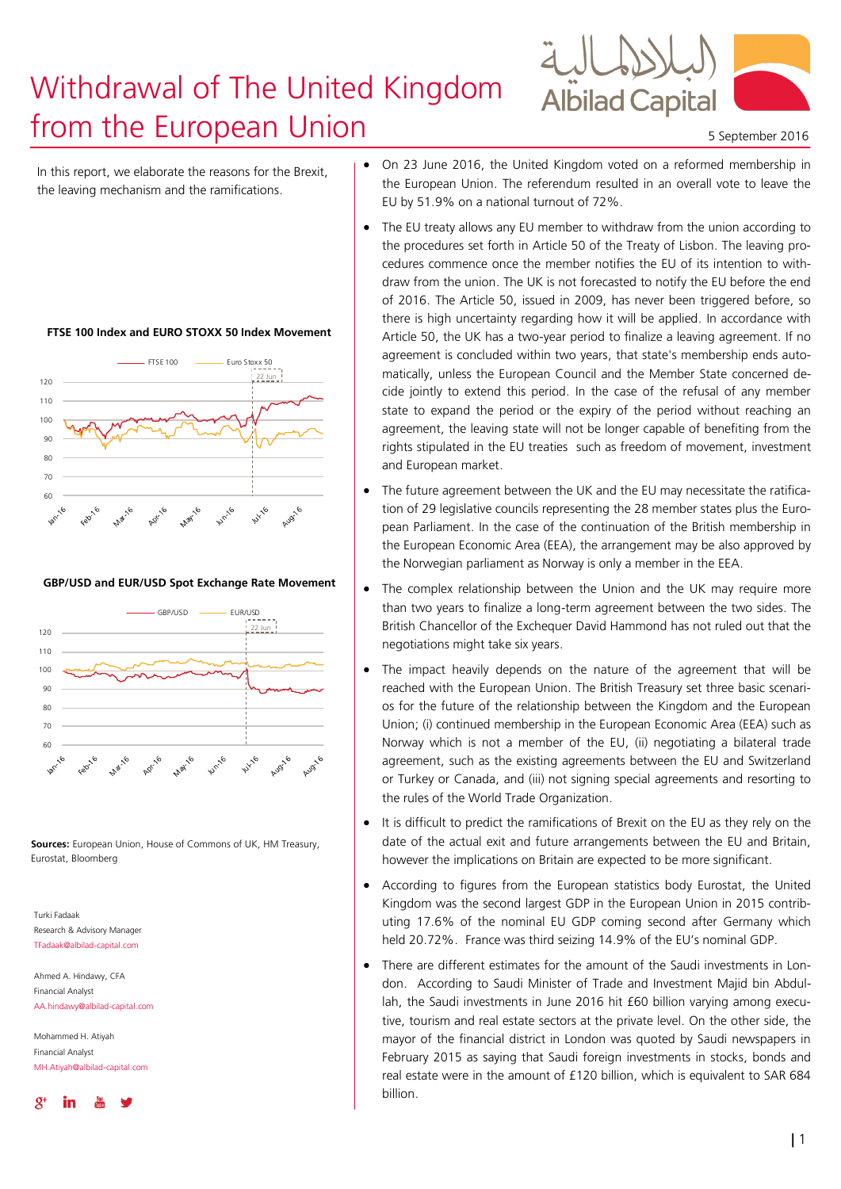# Withdrawal of The United Kingdom from the European Union

5 September 2016

In this report, we elaborate the reasons for the Brexit, the leaving mechanism and the ramifications.

**FTSE 100 Index and EURO STOXX 50 Index Movement**

**GBP/USD and EUR/USD Spot Exchange Rate Movement**

**Sources:** European Union, House of Commons of UK, HM Treasury, Eurostat, Bloomberg

Turki Fadaak
Research & Advisory Manager
TFadaak@albilad-capital.com

Ahmed A. Hindawy, CFA
Financial Analyst
AA.hindawy@albilad-capital.com

Mohammed H. Atiyah
Financial Analyst
MH.Atiyah@albilad-capital.com

- On 23 June 2016, the United Kingdom voted on a reformed membership in the European Union. The referendum resulted in an overall vote to leave the EU by 51.9% on a national turnout of 72%.

- The EU treaty allows any EU member to withdraw from the union according to the procedures set forth in Article 50 of the Treaty of Lisbon. The leaving procedures commence once the member notifies the EU of its intention to withdraw from the union. The UK is not forecasted to notify the EU before the end of 2016. The Article 50, issued in 2009, has never been triggered before, so there is high uncertainty regarding how it will be applied. In accordance with Article 50, the UK has a two-year period to finalize a leaving agreement. If no agreement is concluded within two years, that state's membership ends automatically, unless the European Council and the Member State concerned decide jointly to extend this period. In the case of the refusal of any member state to expand the period or the expiry of the period without reaching an agreement, the leaving state will not be longer capable of benefiting from the rights stipulated in the EU treaties such as freedom of movement, investment and European market.

- The future agreement between the UK and the EU may necessitate the ratification of 29 legislative councils representing the 28 member states plus the European Parliament. In the case of the continuation of the British membership in the European Economic Area (EEA), the arrangement may be also approved by the Norwegian parliament as Norway is only a member in the EEA.

- The complex relationship between the Union and the UK may require more than two years to finalize a long-term agreement between the two sides. The British Chancellor of the Exchequer David Hammond has not ruled out that the negotiations might take six years.

- The impact heavily depends on the nature of the agreement that will be reached with the European Union. The British Treasury set three basic scenarios for the future of the relationship between the Kingdom and the European Union; (i) continued membership in the European Economic Area (EEA) such as Norway which is not a member of the EU, (ii) negotiating a bilateral trade agreement, such as the existing agreements between the EU and Switzerland or Turkey or Canada, and (iii) not signing special agreements and resorting to the rules of the World Trade Organization.

- It is difficult to predict the ramifications of Brexit on the EU as they rely on the date of the actual exit and future arrangements between the EU and Britain, however the implications on Britain are expected to be more significant.

- According to figures from the European statistics body Eurostat, the United Kingdom was the second largest GDP in the European Union in 2015 contributing 17.6% of the nominal EU GDP coming second after Germany which held 20.72%. France was third seizing 14.9% of the EU's nominal GDP.

- There are different estimates for the amount of the Saudi investments in London. According to Saudi Minister of Trade and Investment Majid bin Abdullah, the Saudi investments in June 2016 hit £60 billion varying among executive, tourism and real estate sectors at the private level. On the other side, the mayor of the financial district in London was quoted by Saudi newspapers in February 2015 as saying that Saudi foreign investments in stocks, bonds and real estate were in the amount of £120 billion, which is equivalent to SAR 684 billion.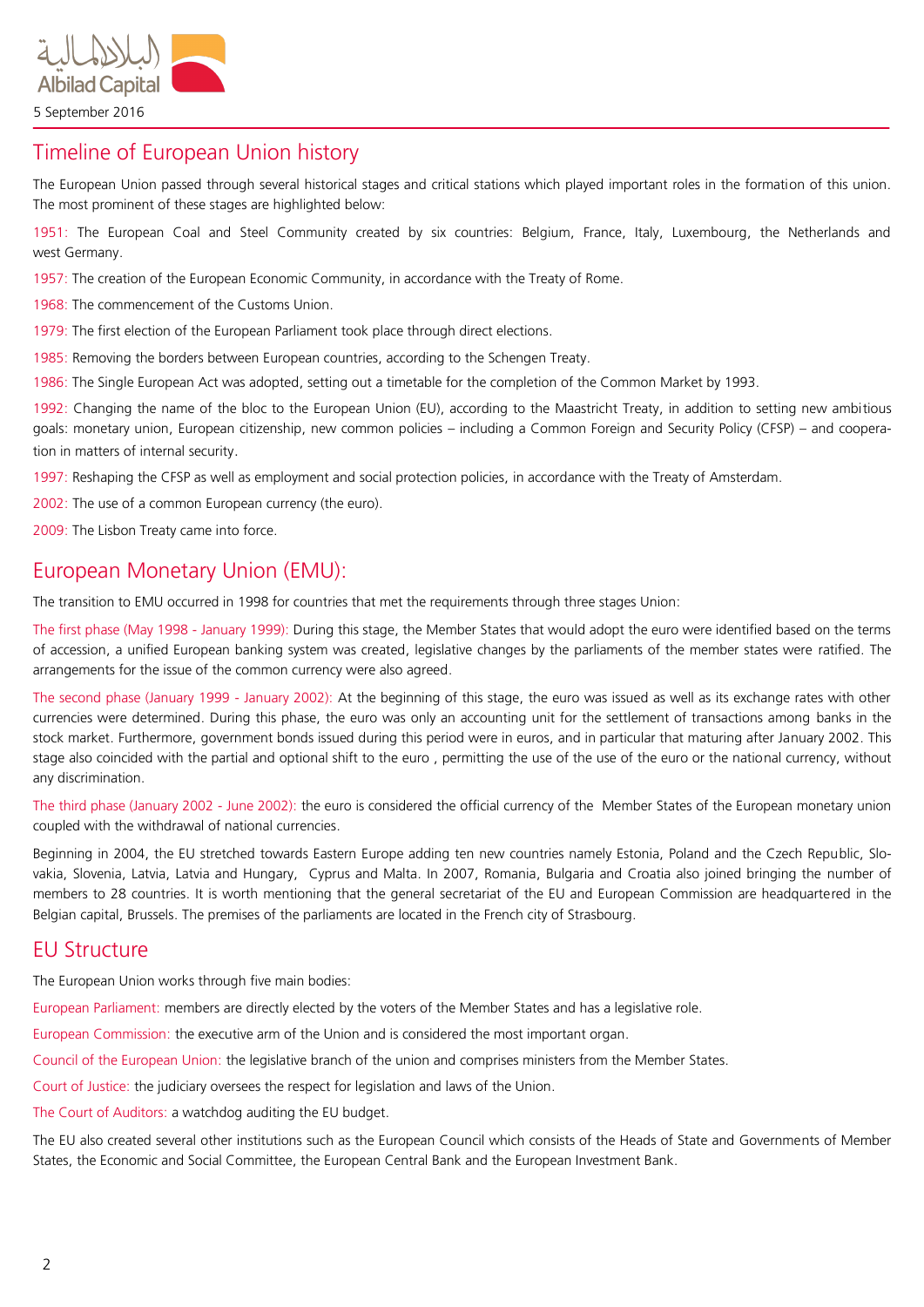## Timeline of European Union history

The European Union passed through several historical stages and critical stations which played important roles in the formation of this union. The most prominent of these stages are highlighted below:

1951: The European Coal and Steel Community created by six countries: Belgium, France, Italy, Luxembourg, the Netherlands and west Germany.

1957: The creation of the European Economic Community, in accordance with the Treaty of Rome.

1968: The commencement of the Customs Union.

1979: The first election of the European Parliament took place through direct elections.

1985: Removing the borders between European countries, according to the Schengen Treaty.

1986: The Single European Act was adopted, setting out a timetable for the completion of the Common Market by 1993.

1992: Changing the name of the bloc to the European Union (EU), according to the Maastricht Treaty, in addition to setting new ambitious goals: monetary union, European citizenship, new common policies – including a Common Foreign and Security Policy (CFSP) – and cooperation in matters of internal security.

1997: Reshaping the CFSP as well as employment and social protection policies, in accordance with the Treaty of Amsterdam.

2002: The use of a common European currency (the euro).

2009: The Lisbon Treaty came into force.

## European Monetary Union (EMU):

The transition to EMU occurred in 1998 for countries that met the requirements through three stages Union:

The first phase (May 1998 - January 1999): During this stage, the Member States that would adopt the euro were identified based on the terms of accession, a unified European banking system was created, legislative changes by the parliaments of the member states were ratified. The arrangements for the issue of the common currency were also agreed.

The second phase (January 1999 - January 2002): At the beginning of this stage, the euro was issued as well as its exchange rates with other currencies were determined. During this phase, the euro was only an accounting unit for the settlement of transactions among banks in the stock market. Furthermore, government bonds issued during this period were in euros, and in particular that maturing after January 2002. This stage also coincided with the partial and optional shift to the euro , permitting the use of the use of the euro or the national currency, without any discrimination.

The third phase (January 2002 - June 2002): the euro is considered the official currency of the Member States of the European monetary union coupled with the withdrawal of national currencies.

Beginning in 2004, the EU stretched towards Eastern Europe adding ten new countries namely Estonia, Poland and the Czech Republic, Slovakia, Slovenia, Latvia, Latvia and Hungary, Cyprus and Malta. In 2007, Romania, Bulgaria and Croatia also joined bringing the number of members to 28 countries. It is worth mentioning that the general secretariat of the EU and European Commission are headquartered in the Belgian capital, Brussels. The premises of the parliaments are located in the French city of Strasbourg.

## EU Structure

The European Union works through five main bodies:

European Parliament: members are directly elected by the voters of the Member States and has a legislative role.

European Commission: the executive arm of the Union and is considered the most important organ.

Council of the European Union: the legislative branch of the union and comprises ministers from the Member States.

Court of Justice: the judiciary oversees the respect for legislation and laws of the Union.

The Court of Auditors: a watchdog auditing the EU budget.

The EU also created several other institutions such as the European Council which consists of the Heads of State and Governments of Member States, the Economic and Social Committee, the European Central Bank and the European Investment Bank.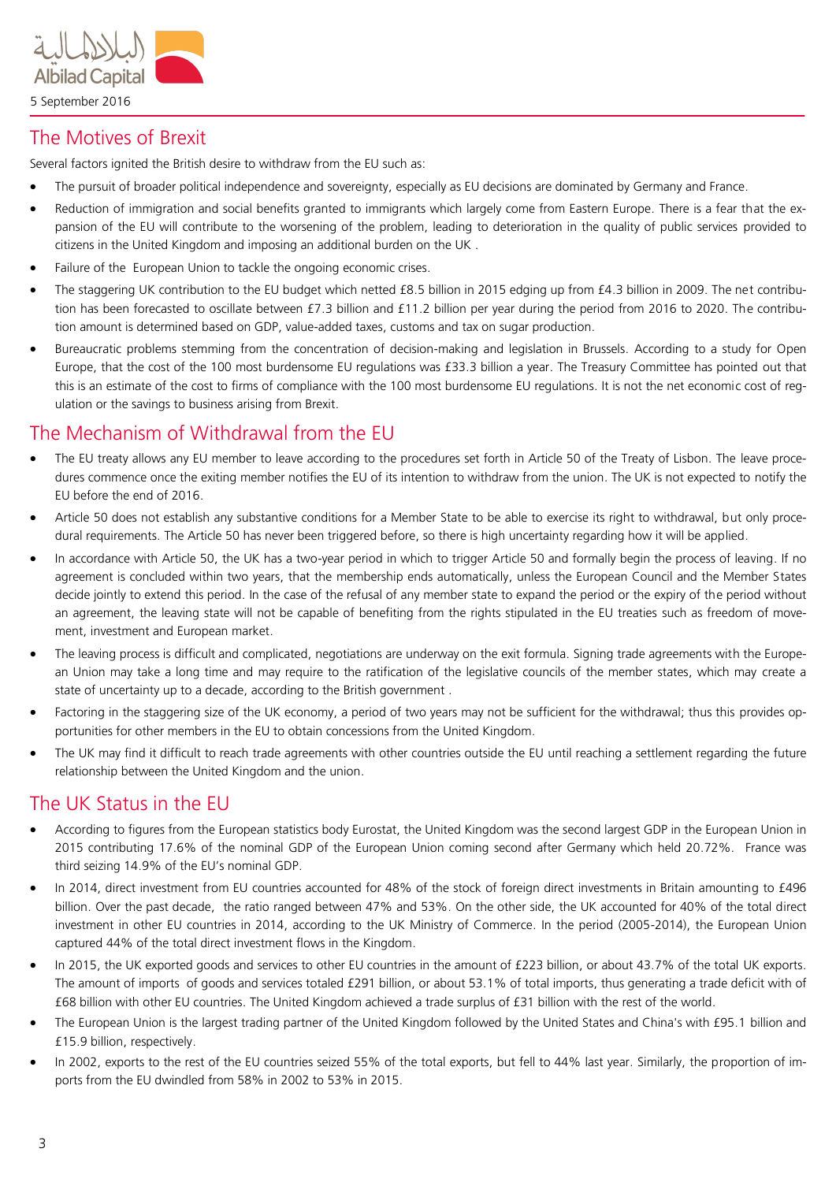## The Motives of Brexit

Several factors ignited the British desire to withdraw from the EU such as:

- The pursuit of broader political independence and sovereignty, especially as EU decisions are dominated by Germany and France.
- Reduction of immigration and social benefits granted to immigrants which largely come from Eastern Europe. There is a fear that the expansion of the EU will contribute to the worsening of the problem, leading to deterioration in the quality of public services provided to citizens in the United Kingdom and imposing an additional burden on the UK .
- Failure of the European Union to tackle the ongoing economic crises.
- The staggering UK contribution to the EU budget which netted £8.5 billion in 2015 edging up from £4.3 billion in 2009. The net contribution has been forecasted to oscillate between £7.3 billion and £11.2 billion per year during the period from 2016 to 2020. The contribution amount is determined based on GDP, value-added taxes, customs and tax on sugar production.
- Bureaucratic problems stemming from the concentration of decision-making and legislation in Brussels. According to a study for Open Europe, that the cost of the 100 most burdensome EU regulations was £33.3 billion a year. The Treasury Committee has pointed out that this is an estimate of the cost to firms of compliance with the 100 most burdensome EU regulations. It is not the net economic cost of regulation or the savings to business arising from Brexit.

## The Mechanism of Withdrawal from the EU

- The EU treaty allows any EU member to leave according to the procedures set forth in Article 50 of the Treaty of Lisbon. The leave procedures commence once the exiting member notifies the EU of its intention to withdraw from the union. The UK is not expected to notify the EU before the end of 2016.
- Article 50 does not establish any substantive conditions for a Member State to be able to exercise its right to withdrawal, but only procedural requirements. The Article 50 has never been triggered before, so there is high uncertainty regarding how it will be applied.
- In accordance with Article 50, the UK has a two-year period in which to trigger Article 50 and formally begin the process of leaving. If no agreement is concluded within two years, that the membership ends automatically, unless the European Council and the Member States decide jointly to extend this period. In the case of the refusal of any member state to expand the period or the expiry of the period without an agreement, the leaving state will not be capable of benefiting from the rights stipulated in the EU treaties such as freedom of movement, investment and European market.
- The leaving process is difficult and complicated, negotiations are underway on the exit formula. Signing trade agreements with the European Union may take a long time and may require to the ratification of the legislative councils of the member states, which may create a state of uncertainty up to a decade, according to the British government .
- Factoring in the staggering size of the UK economy, a period of two years may not be sufficient for the withdrawal; thus this provides opportunities for other members in the EU to obtain concessions from the United Kingdom.
- The UK may find it difficult to reach trade agreements with other countries outside the EU until reaching a settlement regarding the future relationship between the United Kingdom and the union.

## The UK Status in the EU

- According to figures from the European statistics body Eurostat, the United Kingdom was the second largest GDP in the European Union in 2015 contributing 17.6% of the nominal GDP of the European Union coming second after Germany which held 20.72%. France was third seizing 14.9% of the EU's nominal GDP.
- In 2014, direct investment from EU countries accounted for 48% of the stock of foreign direct investments in Britain amounting to £496 billion. Over the past decade, the ratio ranged between 47% and 53%. On the other side, the UK accounted for 40% of the total direct investment in other EU countries in 2014, according to the UK Ministry of Commerce. In the period (2005-2014), the European Union captured 44% of the total direct investment flows in the Kingdom.
- In 2015, the UK exported goods and services to other EU countries in the amount of £223 billion, or about 43.7% of the total UK exports. The amount of imports of goods and services totaled £291 billion, or about 53.1% of total imports, thus generating a trade deficit with of £68 billion with other EU countries. The United Kingdom achieved a trade surplus of £31 billion with the rest of the world.
- The European Union is the largest trading partner of the United Kingdom followed by the United States and China's with £95.1 billion and £15.9 billion, respectively.
- In 2002, exports to the rest of the EU countries seized 55% of the total exports, but fell to 44% last year. Similarly, the proportion of imports from the EU dwindled from 58% in 2002 to 53% in 2015.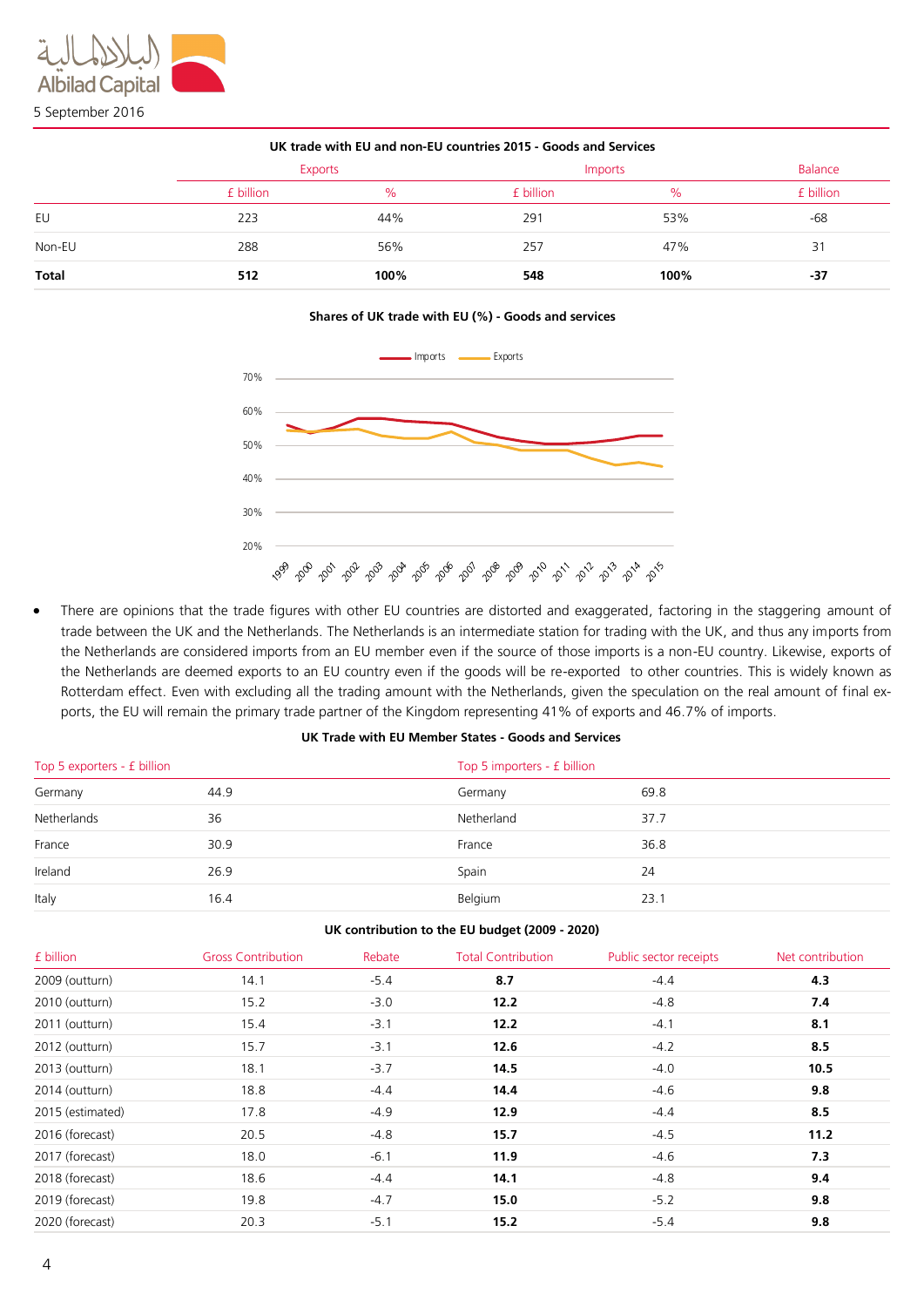**UK trade with EU and non-EU countries 2015 - Goods and Services**

| | Exports | | Imports | | Balance |
|---|---|---|---|---|---|
| | £ billion | % | £ billion | % | £ billion |
| EU | 223 | 44% | 291 | 53% | -68 |
| Non-EU | 288 | 56% | 257 | 47% | 31 |
| **Total** | **512** | **100%** | **548** | **100%** | **-37** |

**Shares of UK trade with EU (%) - Goods and services**

- There are opinions that the trade figures with other EU countries are distorted and exaggerated, factoring in the staggering amount of trade between the UK and the Netherlands. The Netherlands is an intermediate station for trading with the UK, and thus any imports from the Netherlands are considered imports from an EU member even if the source of those imports is a non-EU country. Likewise, exports of the Netherlands are deemed exports to an EU country even if the goods will be re-exported to other countries. This is widely known as Rotterdam effect. Even with excluding all the trading amount with the Netherlands, given the speculation on the real amount of final exports, the EU will remain the primary trade partner of the Kingdom representing 41% of exports and 46.7% of imports.

**UK Trade with EU Member States - Goods and Services**

| Top 5 exporters - £ billion | | Top 5 importers - £ billion | |
|---|---|---|---|
| Germany | 44.9 | Germany | 69.8 |
| Netherlands | 36 | Netherland | 37.7 |
| France | 30.9 | France | 36.8 |
| Ireland | 26.9 | Spain | 24 |
| Italy | 16.4 | Belgium | 23.1 |

**UK contribution to the EU budget (2009 - 2020)**

| £ billion | Gross Contribution | Rebate | Total Contribution | Public sector receipts | Net contribution |
|---|---|---|---|---|---|
| 2009 (outturn) | 14.1 | -5.4 | **8.7** | -4.4 | **4.3** |
| 2010 (outturn) | 15.2 | -3.0 | **12.2** | -4.8 | **7.4** |
| 2011 (outturn) | 15.4 | -3.1 | **12.2** | -4.1 | **8.1** |
| 2012 (outturn) | 15.7 | -3.1 | **12.6** | -4.2 | **8.5** |
| 2013 (outturn) | 18.1 | -3.7 | **14.5** | -4.0 | **10.5** |
| 2014 (outturn) | 18.8 | -4.4 | **14.4** | -4.6 | **9.8** |
| 2015 (estimated) | 17.8 | -4.9 | **12.9** | -4.4 | **8.5** |
| 2016 (forecast) | 20.5 | -4.8 | **15.7** | -4.5 | **11.2** |
| 2017 (forecast) | 18.0 | -6.1 | **11.9** | -4.6 | **7.3** |
| 2018 (forecast) | 18.6 | -4.4 | **14.1** | -4.8 | **9.4** |
| 2019 (forecast) | 19.8 | -4.7 | **15.0** | -5.2 | **9.8** |
| 2020 (forecast) | 20.3 | -5.1 | **15.2** | -5.4 | **9.8** |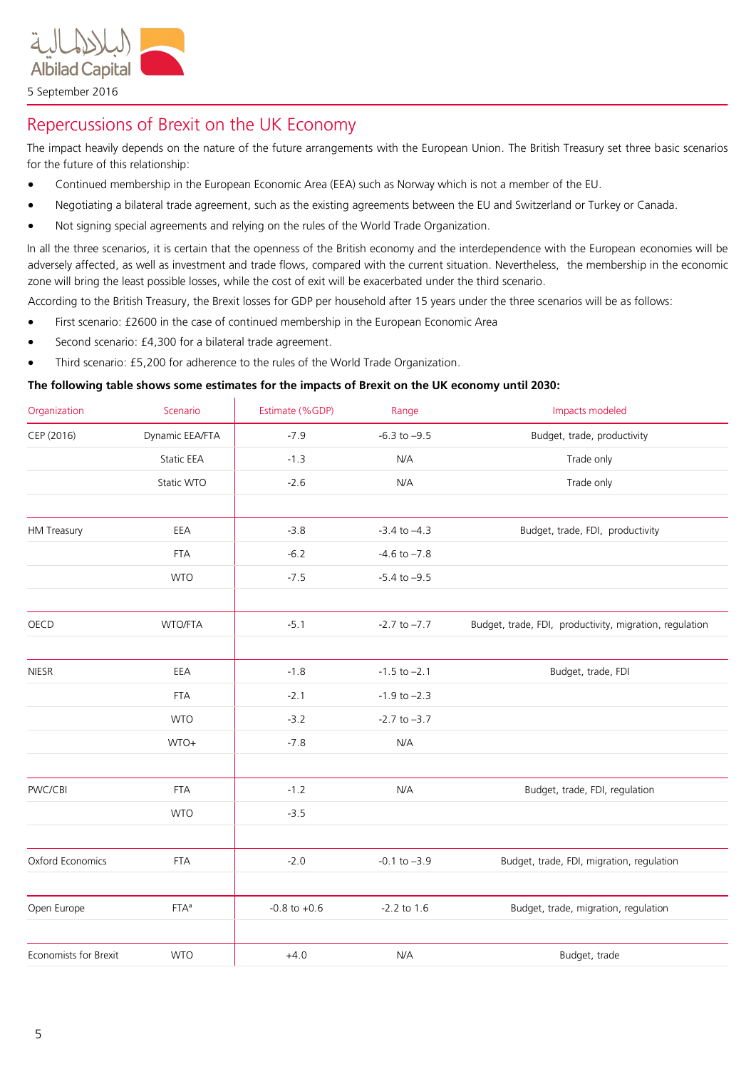# Repercussions of Brexit on the UK Economy

The impact heavily depends on the nature of the future arrangements with the European Union. The British Treasury set three basic scenarios for the future of this relationship:

- Continued membership in the European Economic Area (EEA) such as Norway which is not a member of the EU.
- Negotiating a bilateral trade agreement, such as the existing agreements between the EU and Switzerland or Turkey or Canada.
- Not signing special agreements and relying on the rules of the World Trade Organization.

In all the three scenarios, it is certain that the openness of the British economy and the interdependence with the European economies will be adversely affected, as well as investment and trade flows, compared with the current situation. Nevertheless, the membership in the economic zone will bring the least possible losses, while the cost of exit will be exacerbated under the third scenario.

According to the British Treasury, the Brexit losses for GDP per household after 15 years under the three scenarios will be as follows:

- First scenario: £2600 in the case of continued membership in the European Economic Area
- Second scenario: £4,300 for a bilateral trade agreement.
- Third scenario: £5,200 for adherence to the rules of the World Trade Organization.

**The following table shows some estimates for the impacts of Brexit on the UK economy until 2030:**

| Organization | Scenario | Estimate (%GDP) | Range | Impacts modeled |
|---|---|---|---|---|
| CEP (2016) | Dynamic EEA/FTA | -7.9 | -6.3 to –9.5 | Budget, trade, productivity |
| | Static EEA | -1.3 | N/A | Trade only |
| | Static WTO | -2.6 | N/A | Trade only |
| HM Treasury | EEA | -3.8 | -3.4 to –4.3 | Budget, trade, FDI, productivity |
| | FTA | -6.2 | -4.6 to –7.8 | |
| | WTO | -7.5 | -5.4 to –9.5 | |
| OECD | WTO/FTA | -5.1 | -2.7 to –7.7 | Budget, trade, FDI, productivity, migration, regulation |
| NIESR | EEA | -1.8 | -1.5 to –2.1 | Budget, trade, FDI |
| | FTA | -2.1 | -1.9 to –2.3 | |
| | WTO | -3.2 | -2.7 to –3.7 | |
| | WTO+ | -7.8 | N/A | |
| PWC/CBI | FTA | -1.2 | N/A | Budget, trade, FDI, regulation |
| | WTO | -3.5 | | |
| Oxford Economics | FTA | -2.0 | -0.1 to –3.9 | Budget, trade, FDI, migration, regulation |
| Open Europe | FTA[a] | -0.8 to +0.6 | -2.2 to 1.6 | Budget, trade, migration, regulation |
| Economists for Brexit | WTO | +4.0 | N/A | Budget, trade |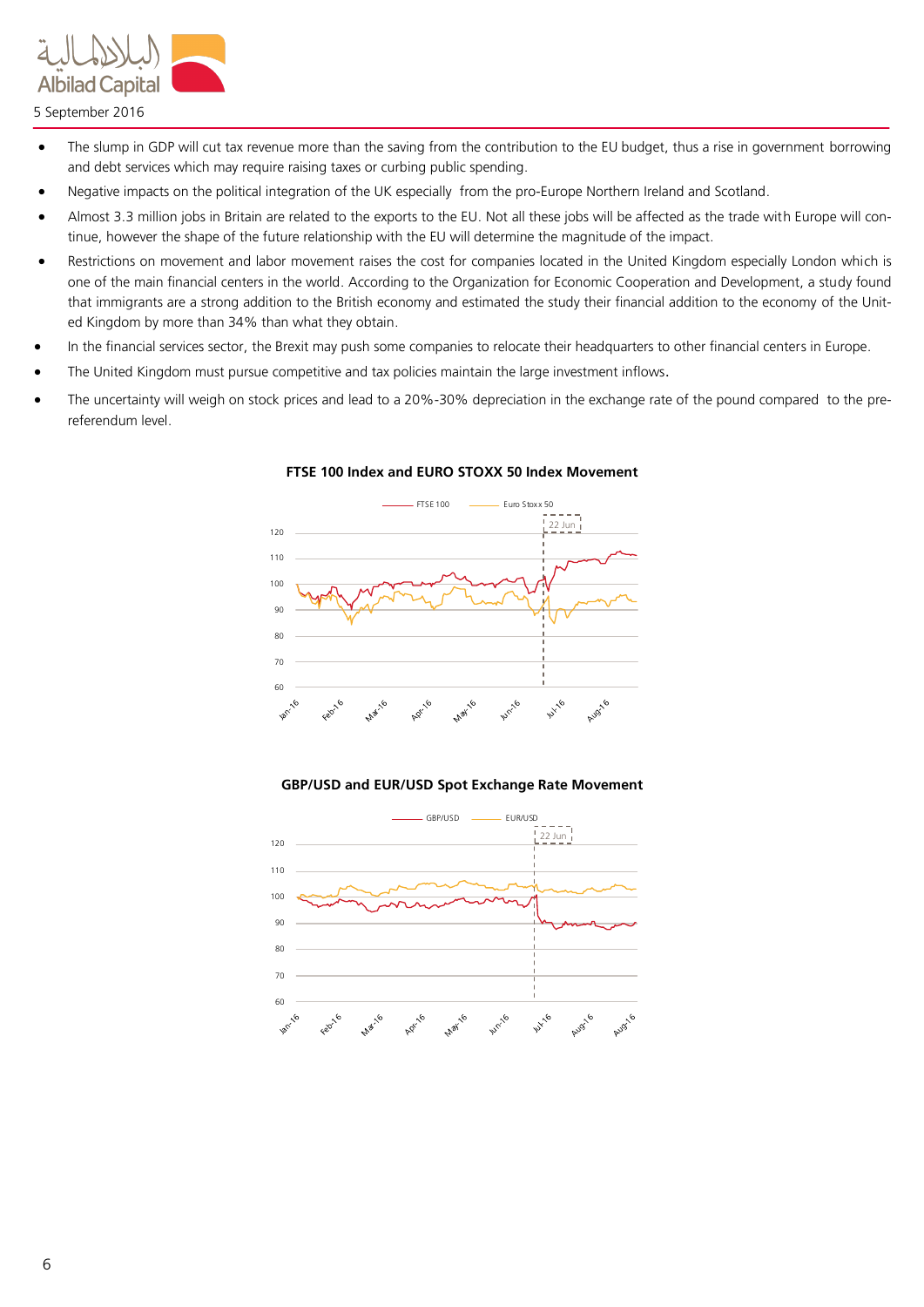- The slump in GDP will cut tax revenue more than the saving from the contribution to the EU budget, thus a rise in government borrowing and debt services which may require raising taxes or curbing public spending.
- Negative impacts on the political integration of the UK especially from the pro-Europe Northern Ireland and Scotland.
- Almost 3.3 million jobs in Britain are related to the exports to the EU. Not all these jobs will be affected as the trade with Europe will continue, however the shape of the future relationship with the EU will determine the magnitude of the impact.
- Restrictions on movement and labor movement raises the cost for companies located in the United Kingdom especially London which is one of the main financial centers in the world. According to the Organization for Economic Cooperation and Development, a study found that immigrants are a strong addition to the British economy and estimated the study their financial addition to the economy of the United Kingdom by more than 34% than what they obtain.
- In the financial services sector, the Brexit may push some companies to relocate their headquarters to other financial centers in Europe.
- The United Kingdom must pursue competitive and tax policies maintain the large investment inflows.
- The uncertainty will weigh on stock prices and lead to a 20%-30% depreciation in the exchange rate of the pound compared to the pre-referendum level.

**FTSE 100 Index and EURO STOXX 50 Index Movement**

**GBP/USD and EUR/USD Spot Exchange Rate Movement**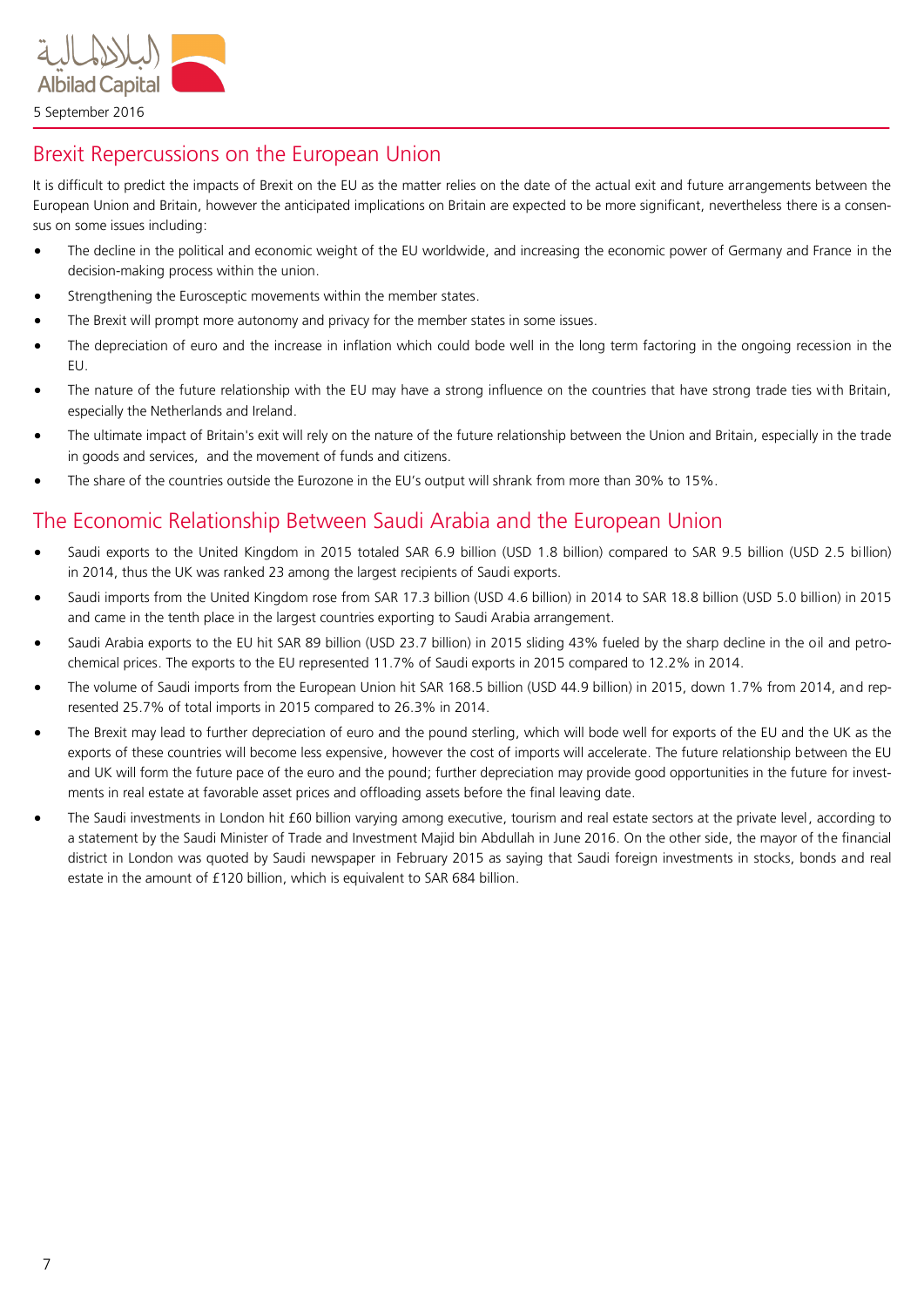## Brexit Repercussions on the European Union

It is difficult to predict the impacts of Brexit on the EU as the matter relies on the date of the actual exit and future arrangements between the European Union and Britain, however the anticipated implications on Britain are expected to be more significant, nevertheless there is a consensus on some issues including:

- The decline in the political and economic weight of the EU worldwide, and increasing the economic power of Germany and France in the decision-making process within the union.
- Strengthening the Eurosceptic movements within the member states.
- The Brexit will prompt more autonomy and privacy for the member states in some issues.
- The depreciation of euro and the increase in inflation which could bode well in the long term factoring in the ongoing recession in the EU.
- The nature of the future relationship with the EU may have a strong influence on the countries that have strong trade ties with Britain, especially the Netherlands and Ireland.
- The ultimate impact of Britain's exit will rely on the nature of the future relationship between the Union and Britain, especially in the trade in goods and services, and the movement of funds and citizens.
- The share of the countries outside the Eurozone in the EU's output will shrank from more than 30% to 15%.

## The Economic Relationship Between Saudi Arabia and the European Union

- Saudi exports to the United Kingdom in 2015 totaled SAR 6.9 billion (USD 1.8 billion) compared to SAR 9.5 billion (USD 2.5 billion) in 2014, thus the UK was ranked 23 among the largest recipients of Saudi exports.
- Saudi imports from the United Kingdom rose from SAR 17.3 billion (USD 4.6 billion) in 2014 to SAR 18.8 billion (USD 5.0 billion) in 2015 and came in the tenth place in the largest countries exporting to Saudi Arabia arrangement.
- Saudi Arabia exports to the EU hit SAR 89 billion (USD 23.7 billion) in 2015 sliding 43% fueled by the sharp decline in the oil and petrochemical prices. The exports to the EU represented 11.7% of Saudi exports in 2015 compared to 12.2% in 2014.
- The volume of Saudi imports from the European Union hit SAR 168.5 billion (USD 44.9 billion) in 2015, down 1.7% from 2014, and represented 25.7% of total imports in 2015 compared to 26.3% in 2014.
- The Brexit may lead to further depreciation of euro and the pound sterling, which will bode well for exports of the EU and the UK as the exports of these countries will become less expensive, however the cost of imports will accelerate. The future relationship between the EU and UK will form the future pace of the euro and the pound; further depreciation may provide good opportunities in the future for investments in real estate at favorable asset prices and offloading assets before the final leaving date.
- The Saudi investments in London hit £60 billion varying among executive, tourism and real estate sectors at the private level, according to a statement by the Saudi Minister of Trade and Investment Majid bin Abdullah in June 2016. On the other side, the mayor of the financial district in London was quoted by Saudi newspaper in February 2015 as saying that Saudi foreign investments in stocks, bonds and real estate in the amount of £120 billion, which is equivalent to SAR 684 billion.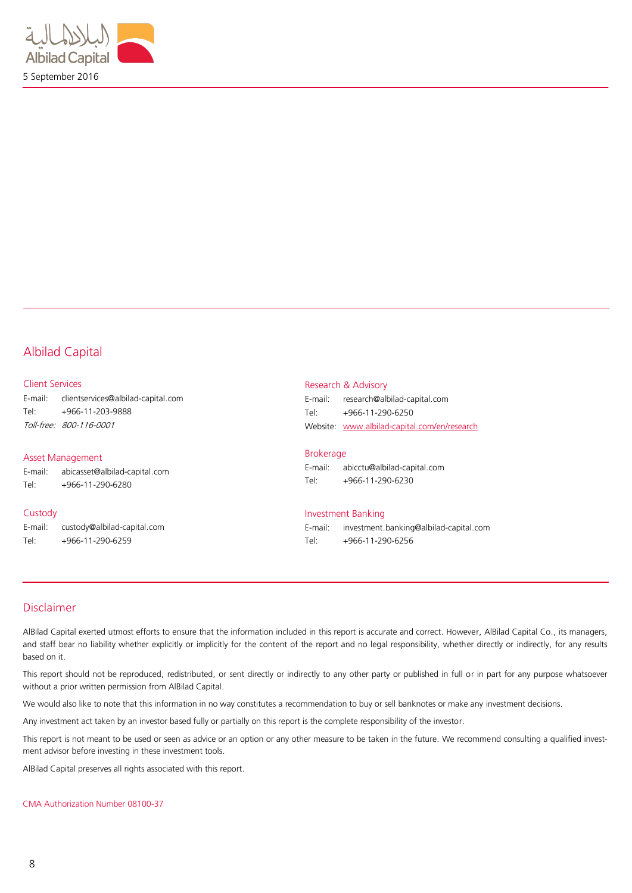5 September 2016

## Albilad Capital

### Client Services

E-mail: clientservices@albilad-capital.com
Tel: +966-11-203-9888
*Toll-free: 800-116-0001*

### Asset Management

E-mail: abicasset@albilad-capital.com
Tel: +966-11-290-6280

### Custody

E-mail: custody@albilad-capital.com
Tel: +966-11-290-6259

### Research & Advisory

E-mail: research@albilad-capital.com
Tel: +966-11-290-6250
Website: www.albilad-capital.com/en/research

### Brokerage

E-mail: abicctu@albilad-capital.com
Tel: +966-11-290-6230

### Investment Banking

E-mail: investment.banking@albilad-capital.com
Tel: +966-11-290-6256

## Disclaimer

AlBilad Capital exerted utmost efforts to ensure that the information included in this report is accurate and correct. However, AlBilad Capital Co., its managers, and staff bear no liability whether explicitly or implicitly for the content of the report and no legal responsibility, whether directly or indirectly, for any results based on it.

This report should not be reproduced, redistributed, or sent directly or indirectly to any other party or published in full or in part for any purpose whatsoever without a prior written permission from AlBilad Capital.

We would also like to note that this information in no way constitutes a recommendation to buy or sell banknotes or make any investment decisions.

Any investment act taken by an investor based fully or partially on this report is the complete responsibility of the investor.

This report is not meant to be used or seen as advice or an option or any other measure to be taken in the future. We recommend consulting a qualified investment advisor before investing in these investment tools.

AlBilad Capital preserves all rights associated with this report.

CMA Authorization Number 08100-37